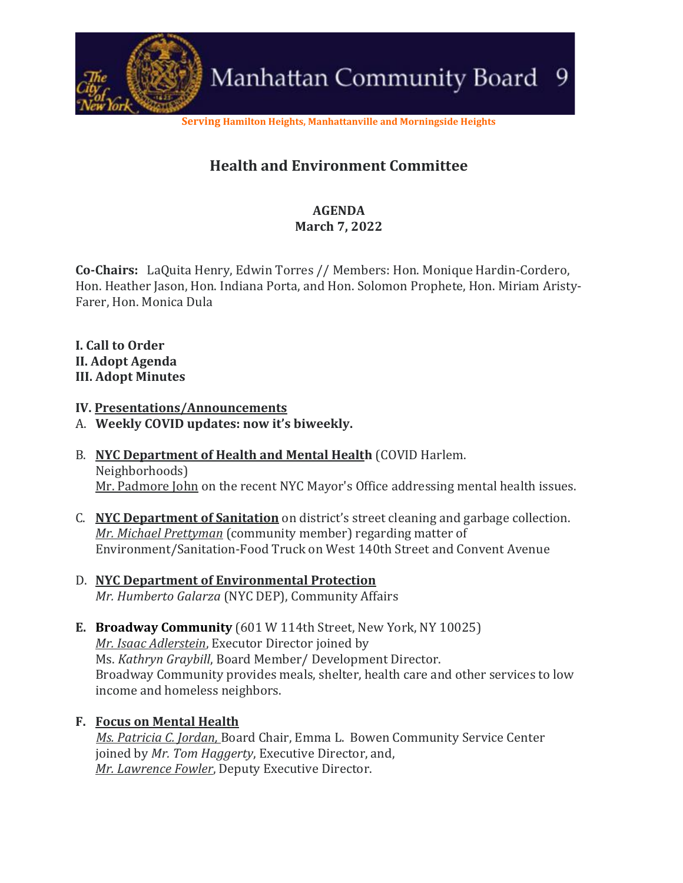# Manhattan Community Board 9

**Serving Hamilton Heights, Manhattanville and Morningside Heights**

## Health and Environment Committee

**AGENDA**
**March 7, 2022**

**Co-Chairs:** LaQuita Henry, Edwin Torres // Members: Hon. Monique Hardin-Cordero, Hon. Heather Jason, Hon. Indiana Porta, and Hon. Solomon Prophete, Hon. Miriam Aristy-Farer, Hon. Monica Dula

**I. Call to Order**
**II. Adopt Agenda**
**III. Adopt Minutes**

**IV. Presentations/Announcements**

A. **Weekly COVID updates: now it's biweekly.**

B. **NYC Department of Health and Mental Health** (COVID Harlem. Neighborhoods)
Mr. Padmore John on the recent NYC Mayor's Office addressing mental health issues.

C. **NYC Department of Sanitation** on district's street cleaning and garbage collection.
*Mr. Michael Prettyman* (community member) regarding matter of Environment/Sanitation-Food Truck on West 140th Street and Convent Avenue

D. **NYC Department of Environmental Protection**
*Mr. Humberto Galarza* (NYC DEP), Community Affairs

**E. Broadway Community** (601 W 114th Street, New York, NY 10025)
*Mr. Isaac Adlerstein*, Executor Director joined by
Ms. *Kathryn Graybill*, Board Member/ Development Director.
Broadway Community provides meals, shelter, health care and other services to low income and homeless neighbors.

**F. Focus on Mental Health**
*Ms. Patricia C. Jordan,* Board Chair, Emma L. Bowen Community Service Center joined by *Mr. Tom Haggerty*, Executive Director, and,
*Mr. Lawrence Fowler*, Deputy Executive Director.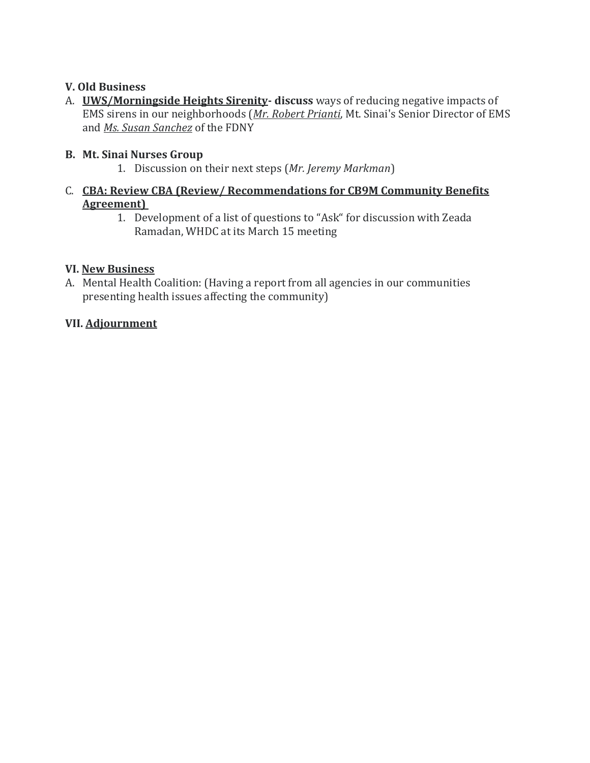**V. Old Business**

A. **UWS/Morningside Heights Sirenity- discuss** ways of reducing negative impacts of EMS sirens in our neighborhoods (*Mr. Robert Prianti*, Mt. Sinai's Senior Director of EMS and *Ms. Susan Sanchez* of the FDNY

**B. Mt. Sinai Nurses Group**

1. Discussion on their next steps (*Mr. Jeremy Markman*)

C. **CBA: Review CBA (Review/ Recommendations for CB9M Community Benefits Agreement)**

1. Development of a list of questions to "Ask" for discussion with Zeada Ramadan, WHDC at its March 15 meeting

**VI. New Business**

A. Mental Health Coalition: (Having a report from all agencies in our communities presenting health issues affecting the community)

**VII. Adjournment**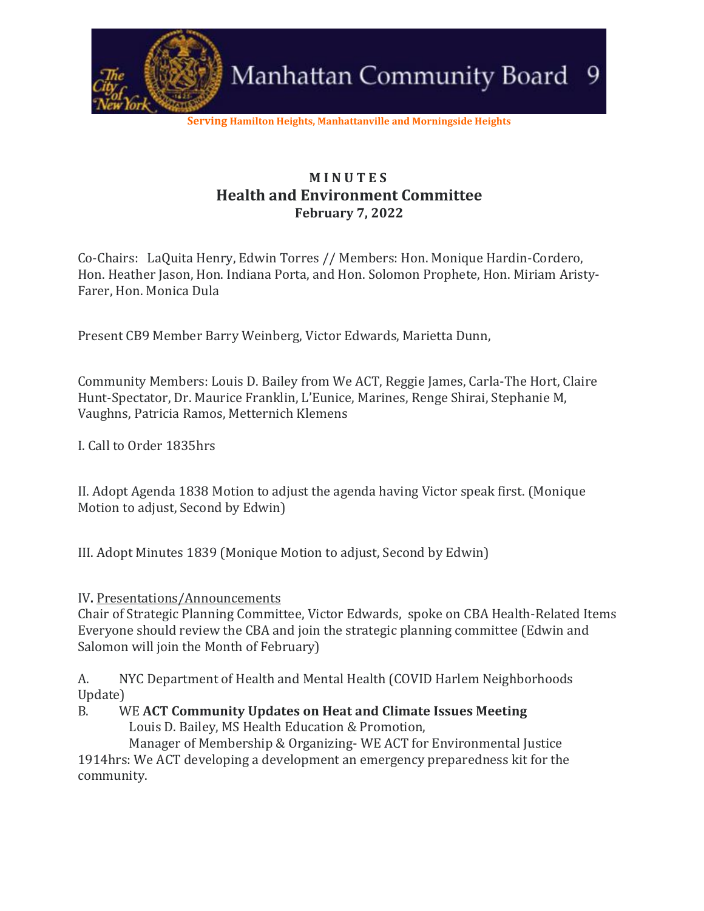Manhattan Community Board 9

Serving Hamilton Heights, Manhattanville and Morningside Heights

# M I N U T E S
## Health and Environment Committee
### February 7, 2022

Co-Chairs: LaQuita Henry, Edwin Torres // Members: Hon. Monique Hardin-Cordero, Hon. Heather Jason, Hon. Indiana Porta, and Hon. Solomon Prophete, Hon. Miriam Aristy-Farer, Hon. Monica Dula

Present CB9 Member Barry Weinberg, Victor Edwards, Marietta Dunn,

Community Members: Louis D. Bailey from We ACT, Reggie James, Carla-The Hort, Claire Hunt-Spectator, Dr. Maurice Franklin, L'Eunice, Marines, Renge Shirai, Stephanie M, Vaughns, Patricia Ramos, Metternich Klemens

I. Call to Order 1835hrs

II. Adopt Agenda 1838 Motion to adjust the agenda having Victor speak first. (Monique Motion to adjust, Second by Edwin)

III. Adopt Minutes 1839 (Monique Motion to adjust, Second by Edwin)

IV. Presentations/Announcements

Chair of Strategic Planning Committee, Victor Edwards, spoke on CBA Health-Related Items Everyone should review the CBA and join the strategic planning committee (Edwin and Salomon will join the Month of February)

A. NYC Department of Health and Mental Health (COVID Harlem Neighborhoods Update)

B. WE **ACT Community Updates on Heat and Climate Issues Meeting**
Louis D. Bailey, MS Health Education & Promotion,
Manager of Membership & Organizing- WE ACT for Environmental Justice

1914hrs: We ACT developing a development an emergency preparedness kit for the community.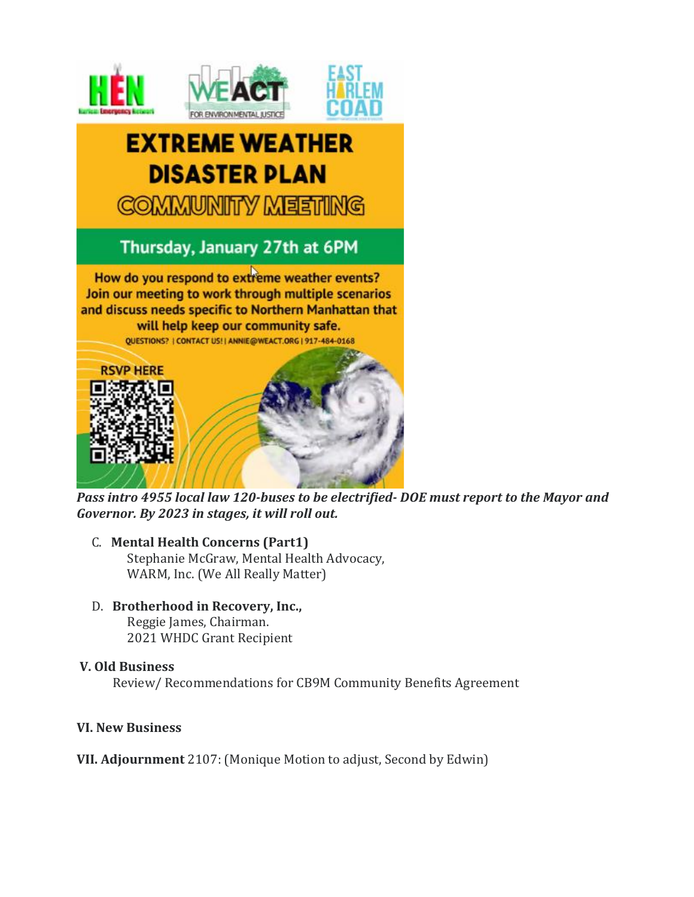HEN Harlem Emergency Network

WE ACT FOR ENVIRONMENTAL JUSTICE

EAST HARLEM COAD

**EXTREME WEATHER DISASTER PLAN**

**COMMUNITY MEETING**

**Thursday, January 27th at 6PM**

How do you respond to extreme weather events? Join our meeting to work through multiple scenarios and discuss needs specific to Northern Manhattan that will help keep our community safe.

QUESTIONS? | CONTACT US! | ANNIE@WEACT.ORG | 917-484-0168

RSVP HERE

***Pass intro 4955 local law 120-buses to be electrified- DOE must report to the Mayor and Governor. By 2023 in stages, it will roll out.***

C. **Mental Health Concerns (Part1)**
   Stephanie McGraw, Mental Health Advocacy,
   WARM, Inc. (We All Really Matter)

D. **Brotherhood in Recovery, Inc.,**
   Reggie James, Chairman.
   2021 WHDC Grant Recipient

**V. Old Business**

Review/ Recommendations for CB9M Community Benefits Agreement

**VI. New Business**

**VII. Adjournment** 2107: (Monique Motion to adjust, Second by Edwin)